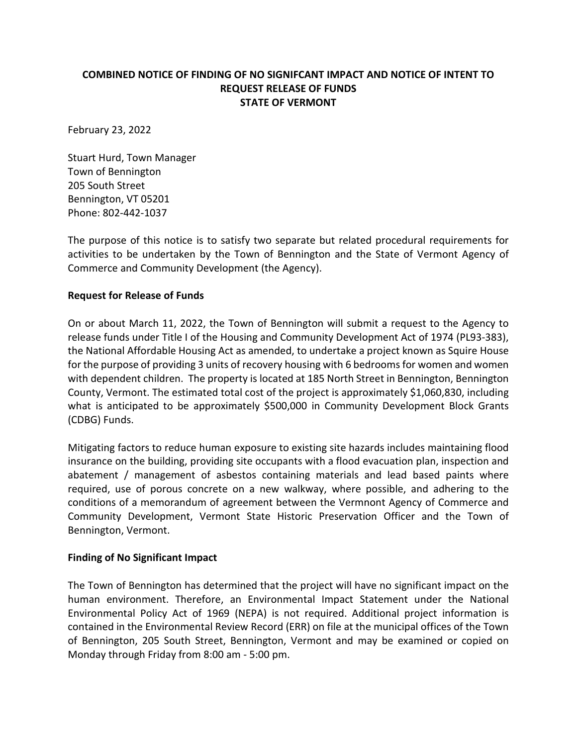**COMBINED NOTICE OF FINDING OF NO SIGNIFCANT IMPACT AND NOTICE OF INTENT TO REQUEST RELEASE OF FUNDS**
**STATE OF VERMONT**

February 23, 2022

Stuart Hurd, Town Manager
Town of Bennington
205 South Street
Bennington, VT 05201
Phone: 802-442-1037

The purpose of this notice is to satisfy two separate but related procedural requirements for activities to be undertaken by the Town of Bennington and the State of Vermont Agency of Commerce and Community Development (the Agency).

**Request for Release of Funds**

On or about March 11, 2022, the Town of Bennington will submit a request to the Agency to release funds under Title I of the Housing and Community Development Act of 1974 (PL93-383), the National Affordable Housing Act as amended, to undertake a project known as Squire House for the purpose of providing 3 units of recovery housing with 6 bedrooms for women and women with dependent children. The property is located at 185 North Street in Bennington, Bennington County, Vermont. The estimated total cost of the project is approximately $1,060,830, including what is anticipated to be approximately $500,000 in Community Development Block Grants (CDBG) Funds.

Mitigating factors to reduce human exposure to existing site hazards includes maintaining flood insurance on the building, providing site occupants with a flood evacuation plan, inspection and abatement / management of asbestos containing materials and lead based paints where required, use of porous concrete on a new walkway, where possible, and adhering to the conditions of a memorandum of agreement between the Vermnont Agency of Commerce and Community Development, Vermont State Historic Preservation Officer and the Town of Bennington, Vermont.

**Finding of No Significant Impact**

The Town of Bennington has determined that the project will have no significant impact on the human environment. Therefore, an Environmental Impact Statement under the National Environmental Policy Act of 1969 (NEPA) is not required. Additional project information is contained in the Environmental Review Record (ERR) on file at the municipal offices of the Town of Bennington, 205 South Street, Bennington, Vermont and may be examined or copied on Monday through Friday from 8:00 am - 5:00 pm.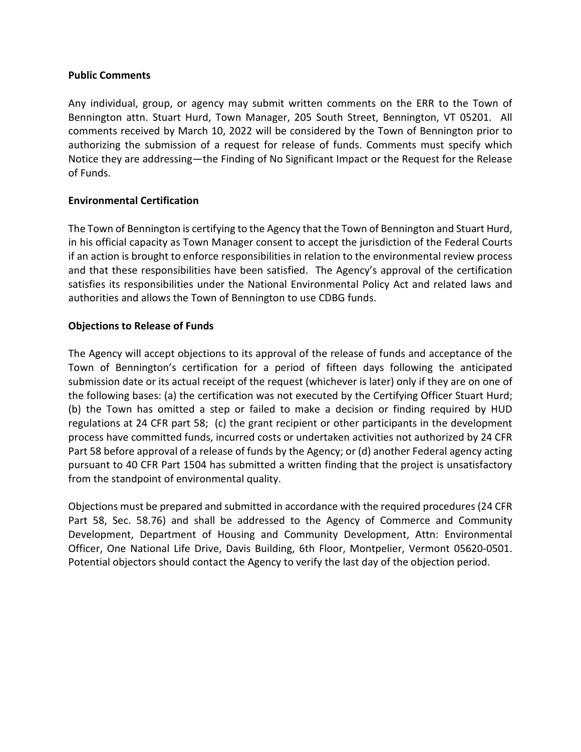**Public Comments**

Any individual, group, or agency may submit written comments on the ERR to the Town of Bennington attn. Stuart Hurd, Town Manager, 205 South Street, Bennington, VT 05201. All comments received by March 10, 2022 will be considered by the Town of Bennington prior to authorizing the submission of a request for release of funds. Comments must specify which Notice they are addressing—the Finding of No Significant Impact or the Request for the Release of Funds.

**Environmental Certification**

The Town of Bennington is certifying to the Agency that the Town of Bennington and Stuart Hurd, in his official capacity as Town Manager consent to accept the jurisdiction of the Federal Courts if an action is brought to enforce responsibilities in relation to the environmental review process and that these responsibilities have been satisfied. The Agency's approval of the certification satisfies its responsibilities under the National Environmental Policy Act and related laws and authorities and allows the Town of Bennington to use CDBG funds.

**Objections to Release of Funds**

The Agency will accept objections to its approval of the release of funds and acceptance of the Town of Bennington's certification for a period of fifteen days following the anticipated submission date or its actual receipt of the request (whichever is later) only if they are on one of the following bases: (a) the certification was not executed by the Certifying Officer Stuart Hurd; (b) the Town has omitted a step or failed to make a decision or finding required by HUD regulations at 24 CFR part 58; (c) the grant recipient or other participants in the development process have committed funds, incurred costs or undertaken activities not authorized by 24 CFR Part 58 before approval of a release of funds by the Agency; or (d) another Federal agency acting pursuant to 40 CFR Part 1504 has submitted a written finding that the project is unsatisfactory from the standpoint of environmental quality.

Objections must be prepared and submitted in accordance with the required procedures (24 CFR Part 58, Sec. 58.76) and shall be addressed to the Agency of Commerce and Community Development, Department of Housing and Community Development, Attn: Environmental Officer, One National Life Drive, Davis Building, 6th Floor, Montpelier, Vermont 05620-0501. Potential objectors should contact the Agency to verify the last day of the objection period.